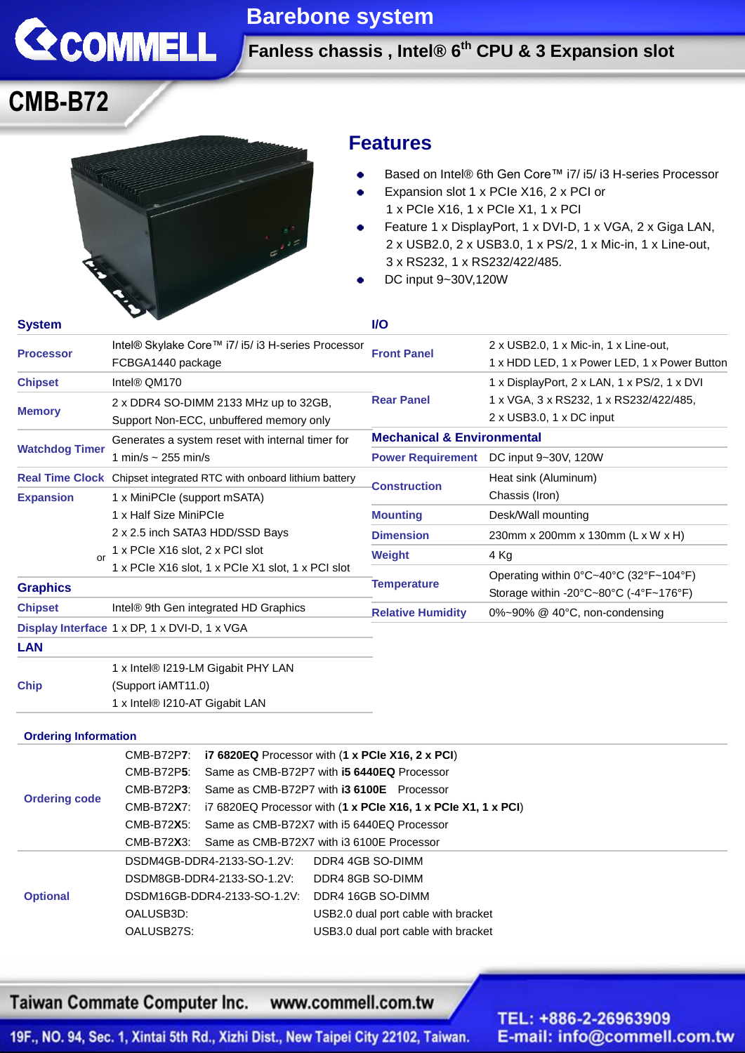# Barebone system

## Fanless chassis , Intel® 6th CPU & 3 Expansion slot

# CMB-B72

## Features

- Based on Intel® 6th Gen Core™ i7/ i5/ i3 H-series Processor
- Expansion slot 1 x PCIe X16, 2 x PCI or
  1 x PCIe X16, 1 x PCIe X1, 1 x PCI
- Feature 1 x DisplayPort, 1 x DVI-D, 1 x VGA, 2 x Giga LAN,
  2 x USB2.0, 2 x USB3.0, 1 x PS/2, 1 x Mic-in, 1 x Line-out,
  3 x RS232, 1 x RS232/422/485.
- DC input 9~30V,120W

### System

| | |
|---|---|
| Processor | Intel® Skylake Core™ i7/ i5/ i3 H-series Processor<br>FCBGA1440 package |
| Chipset | Intel® QM170 |
| Memory | 2 x DDR4 SO-DIMM 2133 MHz up to 32GB,<br>Support Non-ECC, unbuffered memory only |
| Watchdog Timer | Generates a system reset with internal timer for<br>1 min/s ~ 255 min/s |
| Real Time Clock | Chipset integrated RTC with onboard lithium battery |
| Expansion | 1 x MiniPCIe (support mSATA)<br>1 x Half Size MiniPCIe<br>2 x 2.5 inch SATA3 HDD/SSD Bays<br>1 x PCIe X16 slot, 2 x PCI slot<br>or 1 x PCIe X16 slot, 1 x PCIe X1 slot, 1 x PCI slot |

### Graphics

| | |
|---|---|
| Chipset | Intel® 9th Gen integrated HD Graphics |
| Display Interface | 1 x DP, 1 x DVI-D, 1 x VGA |

### LAN

| | |
|---|---|
| Chip | 1 x Intel® I219-LM Gigabit PHY LAN<br>(Support iAMT11.0)<br>1 x Intel® I210-AT Gigabit LAN |

### I/O

| | |
|---|---|
| Front Panel | 2 x USB2.0, 1 x Mic-in, 1 x Line-out,<br>1 x HDD LED, 1 x Power LED, 1 x Power Button |
| Rear Panel | 1 x DisplayPort, 2 x LAN, 1 x PS/2, 1 x DVI<br>1 x VGA, 3 x RS232, 1 x RS232/422/485,<br>2 x USB3.0, 1 x DC input |

### Mechanical & Environmental

| | |
|---|---|
| Power Requirement | DC input 9~30V, 120W |
| Construction | Heat sink (Aluminum)<br>Chassis (Iron) |
| Mounting | Desk/Wall mounting |
| Dimension | 230mm x 200mm x 130mm (L x W x H) |
| Weight | 4 Kg |
| Temperature | Operating within 0°C~40°C (32°F~104°F)<br>Storage within -20°C~80°C (-4°F~176°F) |
| Relative Humidity | 0%~90% @ 40°C, non-condensing |

### Ordering Information

| | | |
|---|---|---|
| Ordering code | CMB-B72P**7**: | **i7 6820EQ** Processor with (**1 x PCIe X16, 2 x PCI**) |
| | CMB-B72P**5**: | Same as CMB-B72P7 with **i5 6440EQ** Processor |
| | CMB-B72P**3**: | Same as CMB-B72P7 with **i3 6100E** Processor |
| | CMB-B72**X**7: | i7 6820EQ Processor with (**1 x PCIe X16, 1 x PCIe X1, 1 x PCI**) |
| | CMB-B72**X**5: | Same as CMB-B72X7 with i5 6440EQ Processor |
| | CMB-B72**X**3: | Same as CMB-B72X7 with i3 6100E Processor |
| Optional | DSDM4GB-DDR4-2133-SO-1.2V: | DDR4 4GB SO-DIMM |
| | DSDM8GB-DDR4-2133-SO-1.2V: | DDR4 8GB SO-DIMM |
| | DSDM16GB-DDR4-2133-SO-1.2V: | DDR4 16GB SO-DIMM |
| | OALUSB3D: | USB2.0 dual port cable with bracket |
| | OALUSB27S: | USB3.0 dual port cable with bracket |

Taiwan Commate Computer Inc. www.commell.com.tw
19F., NO. 94, Sec. 1, Xintai 5th Rd., Xizhi Dist., New Taipei City 22102, Taiwan.
TEL: +886-2-26963909
E-mail: info@commell.com.tw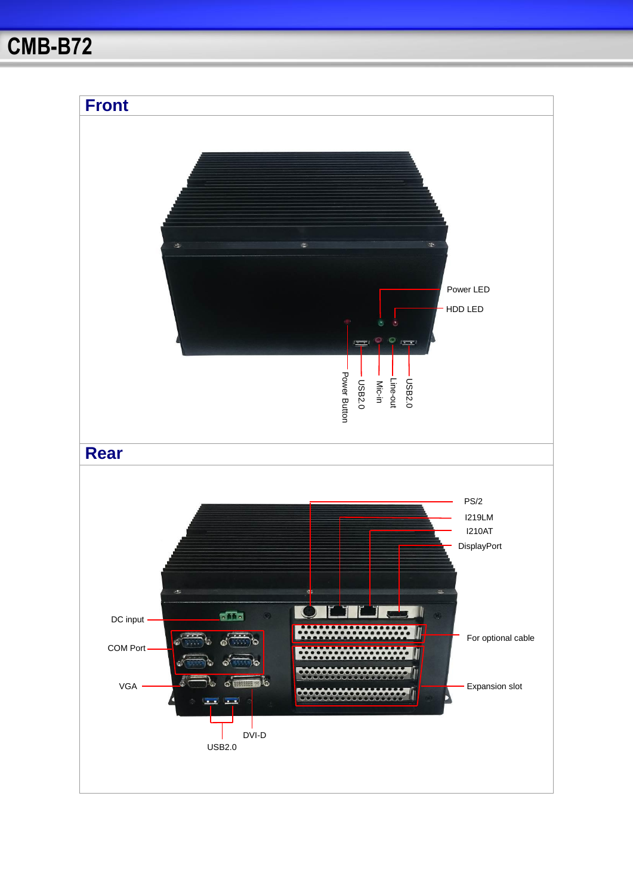# CMB-B72

## Front

Power LED
HDD LED
Power Button
USB2.0
Mic-in
Line-out
USB2.0

## Rear

PS/2
I219LM
I210AT
DisplayPort
DC input
COM Port
For optional cable
VGA
Expansion slot
DVI-D
USB2.0